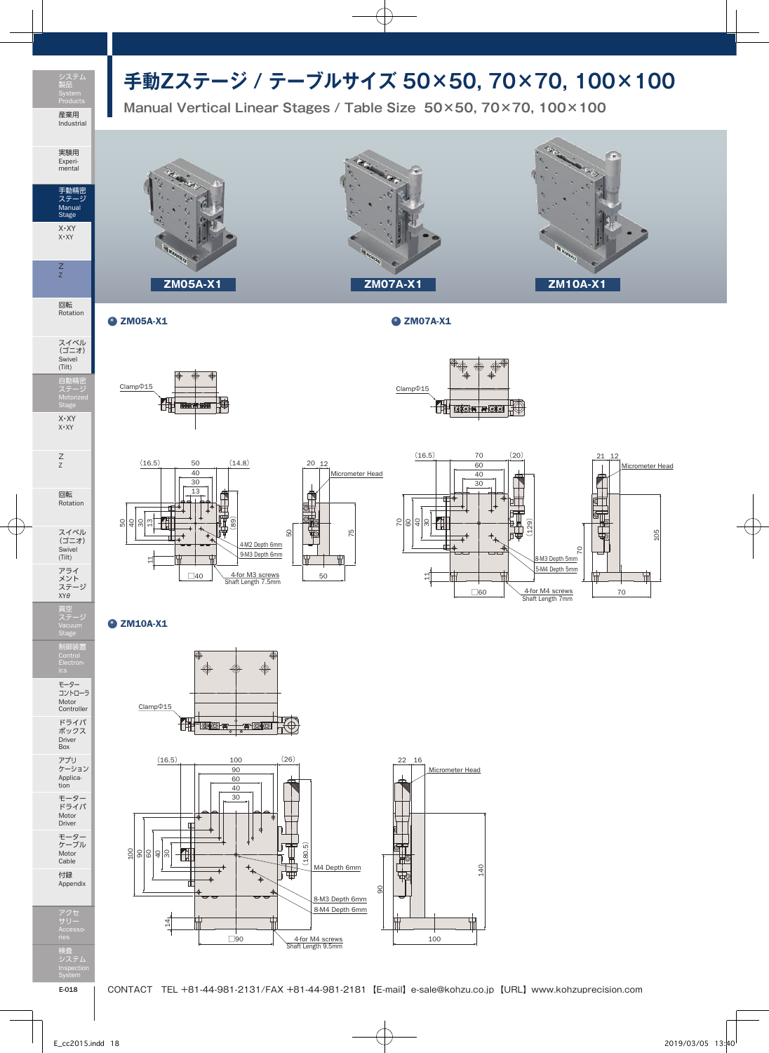# 手動Zステージ / テーブルサイズ 50×50, 70×70, 100×100

## Manual Vertical Linear Stages / Table Size 50×50, 70×70, 100×100

ZM05A-X1　ZM07A-X1　ZM10A-X1

### ZM05A-X1

ClampΦ15

(16.5)　50　(14.8)　40　30　13

50　40　30　13　(89)

11　□40

4-M2 Depth 6mm
9-M3 Depth 6mm
4-for M3 screws
Shaft Length 7.5mm

20　12　Micrometer Head

50　75　50

### ZM07A-X1

ClampΦ15

(16.5)　70　(20)　60　40　30

70　60　40　30　(129)

11　□60

8-M3 Depth 5mm
5-M4 Depth 5mm
4-for M4 screws
Shaft Length 7mm

21　12　Micrometer Head

70　105　70

### ZM10A-X1

ClampΦ15

(16.5)　100　(26)　90　60　40　30

100　90　60　40　30　(180.5)

14　□90

M4 Depth 6mm
8-M3 Depth 6mm
8-M4 Depth 6mm
4-for M4 screws
Shaft Length 9.5mm

22　16　Micrometer Head

90　140　100

CONTACT　TEL +81-44-981-2131/FAX +81-44-981-2181 【E-mail】e-sale@kohzu.co.jp 【URL】www.kohzuprecision.com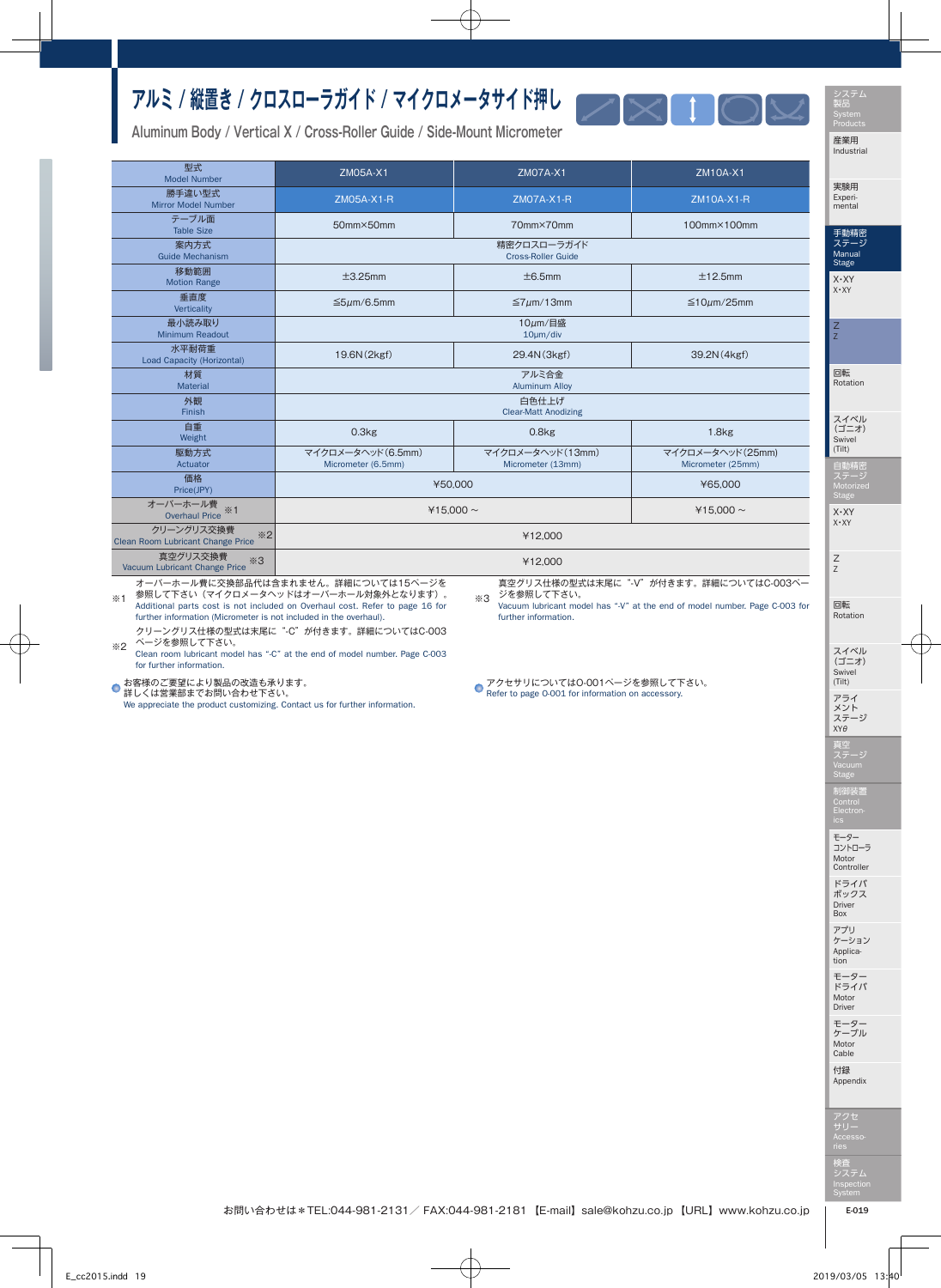# アルミ / 縦置き / クロスローラガイド / マイクロメータサイド押し

Aluminum Body / Vertical X / Cross-Roller Guide / Side-Mount Micrometer

| 型式 Model Number | ZM05A-X1 | ZM07A-X1 | ZM10A-X1 |
|---|---|---|---|
| 勝手違い型式 Mirror Model Number | ZM05A-X1-R | ZM07A-X1-R | ZM10A-X1-R |
| テーブル面 Table Size | 50mm×50mm | 70mm×70mm | 100mm×100mm |
| 案内方式 Guide Mechanism | 精密クロスローラガイド Cross-Roller Guide | | |
| 移動範囲 Motion Range | ±3.25mm | ±6.5mm | ±12.5mm |
| 垂直度 Verticality | ≦5μm/6.5mm | ≦7μm/13mm | ≦10μm/25mm |
| 最小読み取り Minimum Readout | 10μm/目盛 10μm/div | | |
| 水平耐荷重 Load Capacity (Horizontal) | 19.6N(2kgf) | 29.4N(3kgf) | 39.2N(4kgf) |
| 材質 Material | アルミ合金 Aluminum Alloy | | |
| 外観 Finish | 白色仕上げ Clear-Matt Anodizing | | |
| 自重 Weight | 0.3kg | 0.8kg | 1.8kg |
| 駆動方式 Actuator | マイクロメータヘッド(6.5mm) Micrometer (6.5mm) | マイクロメータヘッド(13mm) Micrometer (13mm) | マイクロメータヘッド(25mm) Micrometer (25mm) |
| 価格 Price(JPY) | ¥50,000 | | ¥65,000 |
| オーバーホール費 Overhaul Price ※1 | ¥15,000 ~ | | ¥15,000 ~ |
| クリーングリス交換費 Clean Room Lubricant Change Price ※2 | ¥12,000 | | |
| 真空グリス交換費 Vacuum Lubricant Change Price ※3 | ¥12,000 | | |

※1 オーバーホール費に交換部品代は含まれません。詳細については15ページを参照して下さい（マイクロメータヘッドはオーバーホール対象外となります）。
Additional parts cost is not included on Overhaul cost. Refer to page 16 for further information (Micrometer is not included in the overhaul).

※2 クリーングリス仕様の型式は末尾に"-C"が付きます。詳細についてはC-003ページを参照して下さい。
Clean room lubricant model has "-C" at the end of model number. Page C-003 for further information.

※3 真空グリス仕様の型式は末尾に"-V"が付きます。詳細についてはC-003ページを参照して下さい。
Vacuum lubricant model has "-V" at the end of model number. Page C-003 for further information.

- お客様のご要望により製品の改造も承ります。詳しくは営業部までお問い合わせ下さい。
We appreciate the product customizing. Contact us for further information.

- アクセサリについてはO-001ページを参照して下さい。
Refer to page O-001 for information on accessory.

お問い合わせは＊TEL:044-981-2131／FAX:044-981-2181 【E-mail】sale@kohzu.co.jp 【URL】www.kohzu.co.jp